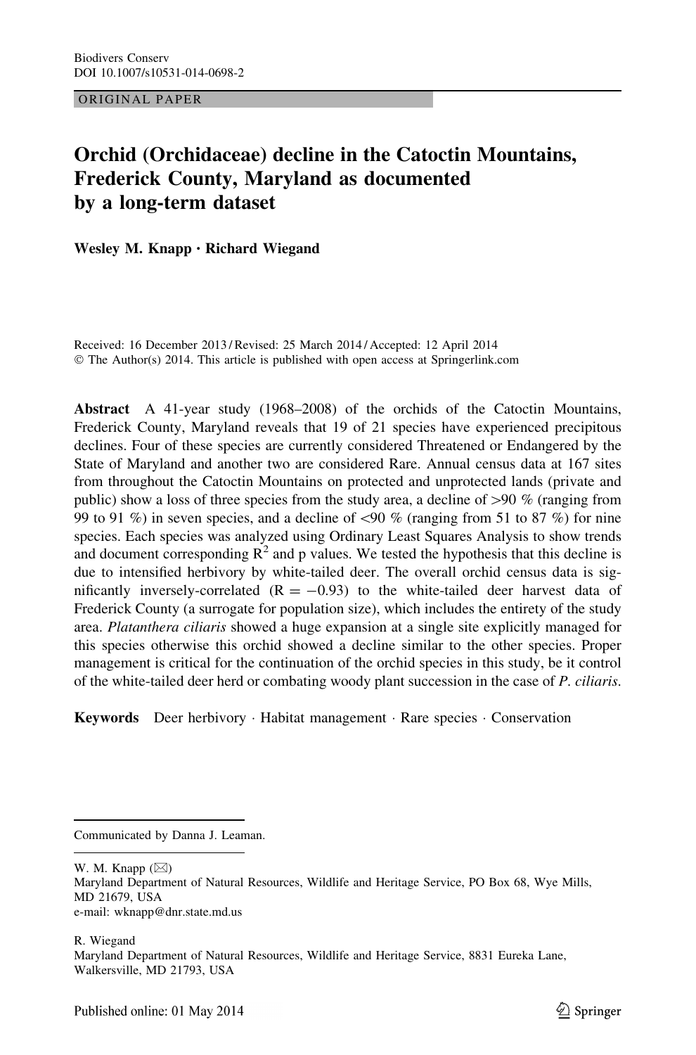Biodivers Conserv
DOI 10.1007/s10531-014-0698-2

ORIGINAL PAPER

# Orchid (Orchidaceae) decline in the Catoctin Mountains, Frederick County, Maryland as documented by a long-term dataset

**Wesley M. Knapp · Richard Wiegand**

Received: 16 December 2013 / Revised: 25 March 2014 / Accepted: 12 April 2014
© The Author(s) 2014. This article is published with open access at Springerlink.com

**Abstract** A 41-year study (1968–2008) of the orchids of the Catoctin Mountains, Frederick County, Maryland reveals that 19 of 21 species have experienced precipitous declines. Four of these species are currently considered Threatened or Endangered by the State of Maryland and another two are considered Rare. Annual census data at 167 sites from throughout the Catoctin Mountains on protected and unprotected lands (private and public) show a loss of three species from the study area, a decline of >90 % (ranging from 99 to 91 %) in seven species, and a decline of <90 % (ranging from 51 to 87 %) for nine species. Each species was analyzed using Ordinary Least Squares Analysis to show trends and document corresponding $R^2$ and p values. We tested the hypothesis that this decline is due to intensified herbivory by white-tailed deer. The overall orchid census data is significantly inversely-correlated ($R = -0.93$) to the white-tailed deer harvest data of Frederick County (a surrogate for population size), which includes the entirety of the study area. *Platanthera ciliaris* showed a huge expansion at a single site explicitly managed for this species otherwise this orchid showed a decline similar to the other species. Proper management is critical for the continuation of the orchid species in this study, be it control of the white-tailed deer herd or combating woody plant succession in the case of *P. ciliaris*.

**Keywords** Deer herbivory · Habitat management · Rare species · Conservation

Communicated by Danna J. Leaman.

W. M. Knapp (✉)
Maryland Department of Natural Resources, Wildlife and Heritage Service, PO Box 68, Wye Mills, MD 21679, USA
e-mail: wknapp@dnr.state.md.us

R. Wiegand
Maryland Department of Natural Resources, Wildlife and Heritage Service, 8831 Eureka Lane, Walkersville, MD 21793, USA

Published online: 01 May 2014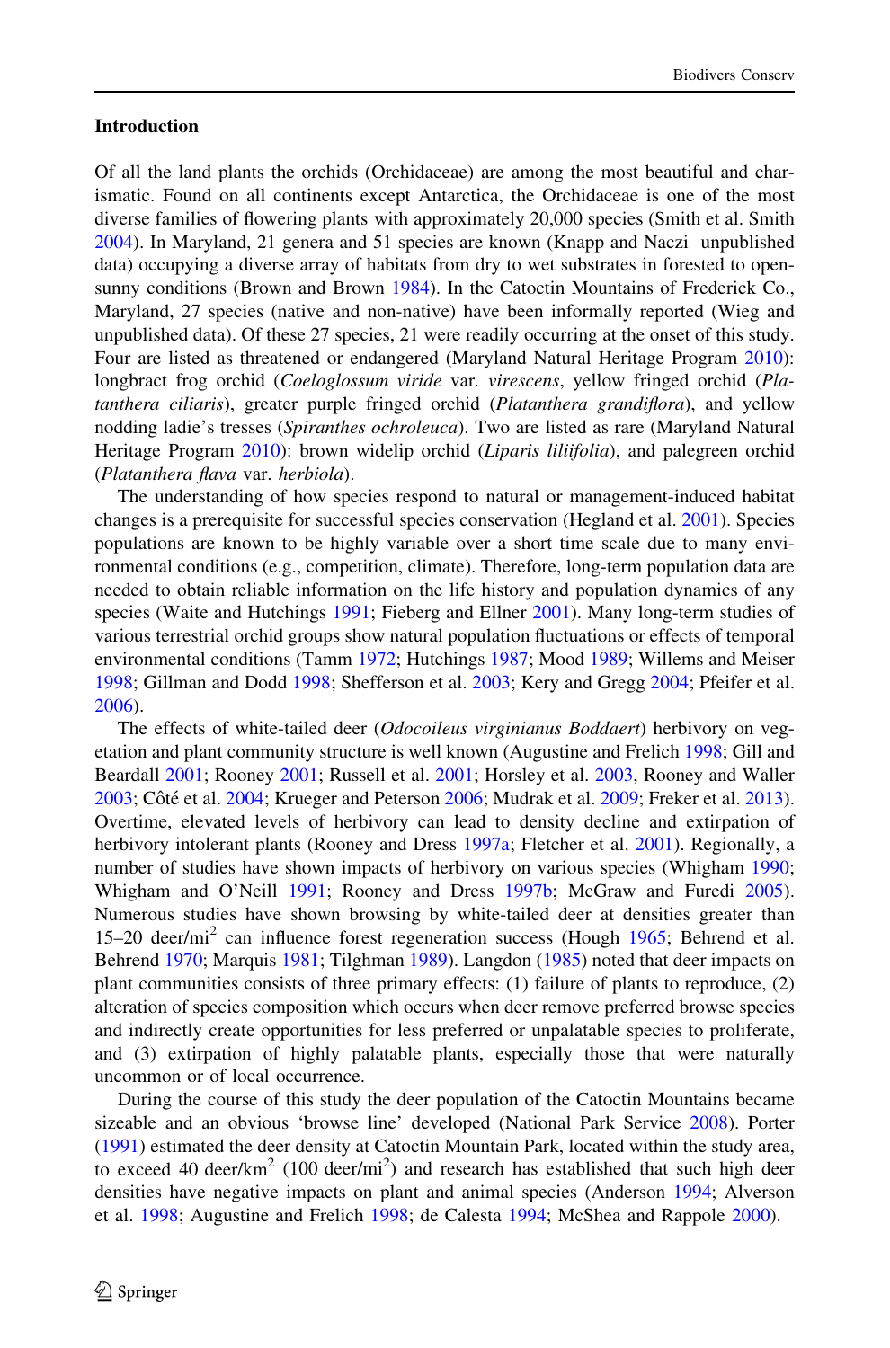## Introduction

Of all the land plants the orchids (Orchidaceae) are among the most beautiful and charismatic. Found on all continents except Antarctica, the Orchidaceae is one of the most diverse families of flowering plants with approximately 20,000 species (Smith et al. Smith 2004). In Maryland, 21 genera and 51 species are known (Knapp and Naczi unpublished data) occupying a diverse array of habitats from dry to wet substrates in forested to open-sunny conditions (Brown and Brown 1984). In the Catoctin Mountains of Frederick Co., Maryland, 27 species (native and non-native) have been informally reported (Wieg and unpublished data). Of these 27 species, 21 were readily occurring at the onset of this study. Four are listed as threatened or endangered (Maryland Natural Heritage Program 2010): longbract frog orchid (*Coeloglossum viride* var. *virescens*, yellow fringed orchid (*Platanthera ciliaris*), greater purple fringed orchid (*Platanthera grandiflora*), and yellow nodding ladie's tresses (*Spiranthes ochroleuca*). Two are listed as rare (Maryland Natural Heritage Program 2010): brown widelip orchid (*Liparis liliifolia*), and palegreen orchid (*Platanthera flava* var. *herbiola*).

The understanding of how species respond to natural or management-induced habitat changes is a prerequisite for successful species conservation (Hegland et al. 2001). Species populations are known to be highly variable over a short time scale due to many environmental conditions (e.g., competition, climate). Therefore, long-term population data are needed to obtain reliable information on the life history and population dynamics of any species (Waite and Hutchings 1991; Fieberg and Ellner 2001). Many long-term studies of various terrestrial orchid groups show natural population fluctuations or effects of temporal environmental conditions (Tamm 1972; Hutchings 1987; Mood 1989; Willems and Meiser 1998; Gillman and Dodd 1998; Shefferson et al. 2003; Kery and Gregg 2004; Pfeifer et al. 2006).

The effects of white-tailed deer (*Odocoileus virginianus Boddaert*) herbivory on vegetation and plant community structure is well known (Augustine and Frelich 1998; Gill and Beardall 2001; Rooney 2001; Russell et al. 2001; Horsley et al. 2003, Rooney and Waller 2003; Côté et al. 2004; Krueger and Peterson 2006; Mudrak et al. 2009; Freker et al. 2013). Overtime, elevated levels of herbivory can lead to density decline and extirpation of herbivory intolerant plants (Rooney and Dress 1997a; Fletcher et al. 2001). Regionally, a number of studies have shown impacts of herbivory on various species (Whigham 1990; Whigham and O'Neill 1991; Rooney and Dress 1997b; McGraw and Furedi 2005). Numerous studies have shown browsing by white-tailed deer at densities greater than 15–20 deer/mi$^2$ can influence forest regeneration success (Hough 1965; Behrend et al. Behrend 1970; Marquis 1981; Tilghman 1989). Langdon (1985) noted that deer impacts on plant communities consists of three primary effects: (1) failure of plants to reproduce, (2) alteration of species composition which occurs when deer remove preferred browse species and indirectly create opportunities for less preferred or unpalatable species to proliferate, and (3) extirpation of highly palatable plants, especially those that were naturally uncommon or of local occurrence.

During the course of this study the deer population of the Catoctin Mountains became sizeable and an obvious 'browse line' developed (National Park Service 2008). Porter (1991) estimated the deer density at Catoctin Mountain Park, located within the study area, to exceed 40 deer/km$^2$ (100 deer/mi$^2$) and research has established that such high deer densities have negative impacts on plant and animal species (Anderson 1994; Alverson et al. 1998; Augustine and Frelich 1998; de Calesta 1994; McShea and Rappole 2000).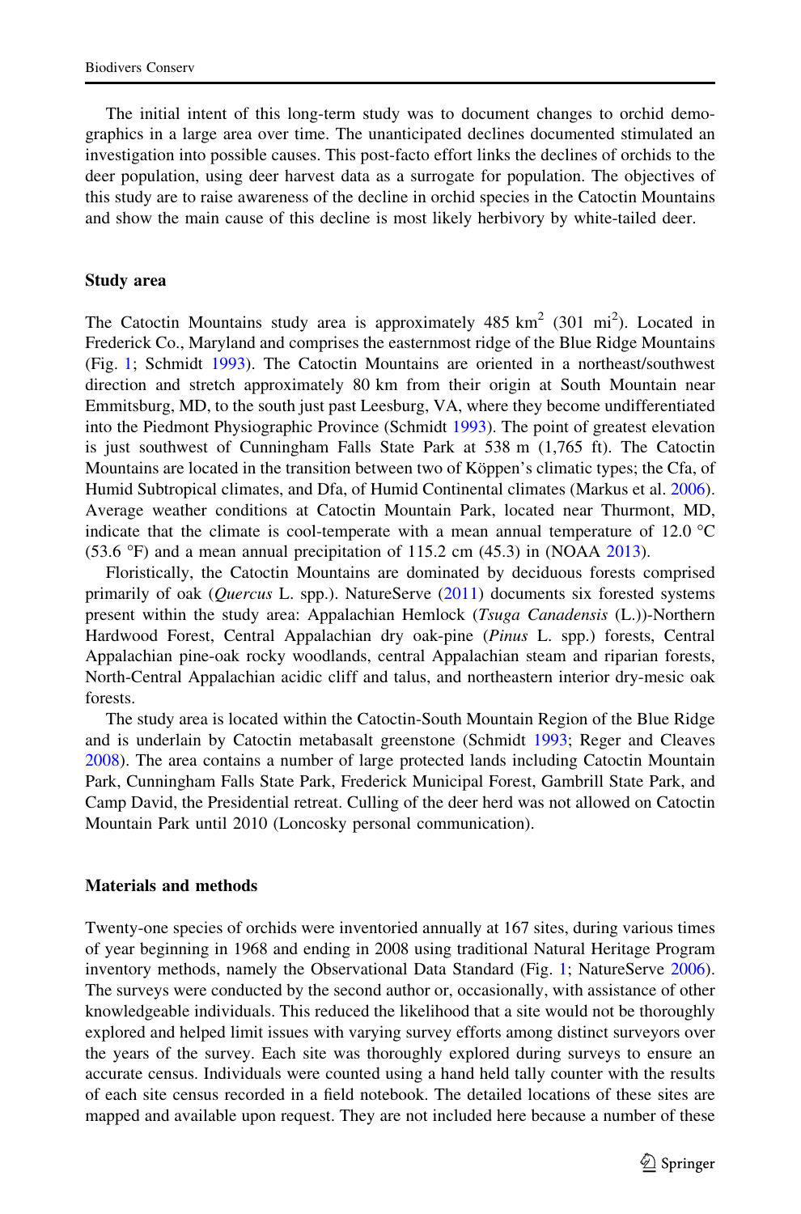The initial intent of this long-term study was to document changes to orchid demographics in a large area over time. The unanticipated declines documented stimulated an investigation into possible causes. This post-facto effort links the declines of orchids to the deer population, using deer harvest data as a surrogate for population. The objectives of this study are to raise awareness of the decline in orchid species in the Catoctin Mountains and show the main cause of this decline is most likely herbivory by white-tailed deer.

## Study area

The Catoctin Mountains study area is approximately 485 km$^2$ (301 mi$^2$). Located in Frederick Co., Maryland and comprises the easternmost ridge of the Blue Ridge Mountains (Fig. 1; Schmidt 1993). The Catoctin Mountains are oriented in a northeast/southwest direction and stretch approximately 80 km from their origin at South Mountain near Emmitsburg, MD, to the south just past Leesburg, VA, where they become undifferentiated into the Piedmont Physiographic Province (Schmidt 1993). The point of greatest elevation is just southwest of Cunningham Falls State Park at 538 m (1,765 ft). The Catoctin Mountains are located in the transition between two of Köppen's climatic types; the Cfa, of Humid Subtropical climates, and Dfa, of Humid Continental climates (Markus et al. 2006). Average weather conditions at Catoctin Mountain Park, located near Thurmont, MD, indicate that the climate is cool-temperate with a mean annual temperature of 12.0 °C (53.6 °F) and a mean annual precipitation of 115.2 cm (45.3) in (NOAA 2013).

Floristically, the Catoctin Mountains are dominated by deciduous forests comprised primarily of oak (*Quercus* L. spp.). NatureServe (2011) documents six forested systems present within the study area: Appalachian Hemlock (*Tsuga Canadensis* (L.))-Northern Hardwood Forest, Central Appalachian dry oak-pine (*Pinus* L. spp.) forests, Central Appalachian pine-oak rocky woodlands, central Appalachian steam and riparian forests, North-Central Appalachian acidic cliff and talus, and northeastern interior dry-mesic oak forests.

The study area is located within the Catoctin-South Mountain Region of the Blue Ridge and is underlain by Catoctin metabasalt greenstone (Schmidt 1993; Reger and Cleaves 2008). The area contains a number of large protected lands including Catoctin Mountain Park, Cunningham Falls State Park, Frederick Municipal Forest, Gambrill State Park, and Camp David, the Presidential retreat. Culling of the deer herd was not allowed on Catoctin Mountain Park until 2010 (Loncosky personal communication).

## Materials and methods

Twenty-one species of orchids were inventoried annually at 167 sites, during various times of year beginning in 1968 and ending in 2008 using traditional Natural Heritage Program inventory methods, namely the Observational Data Standard (Fig. 1; NatureServe 2006). The surveys were conducted by the second author or, occasionally, with assistance of other knowledgeable individuals. This reduced the likelihood that a site would not be thoroughly explored and helped limit issues with varying survey efforts among distinct surveyors over the years of the survey. Each site was thoroughly explored during surveys to ensure an accurate census. Individuals were counted using a hand held tally counter with the results of each site census recorded in a field notebook. The detailed locations of these sites are mapped and available upon request. They are not included here because a number of these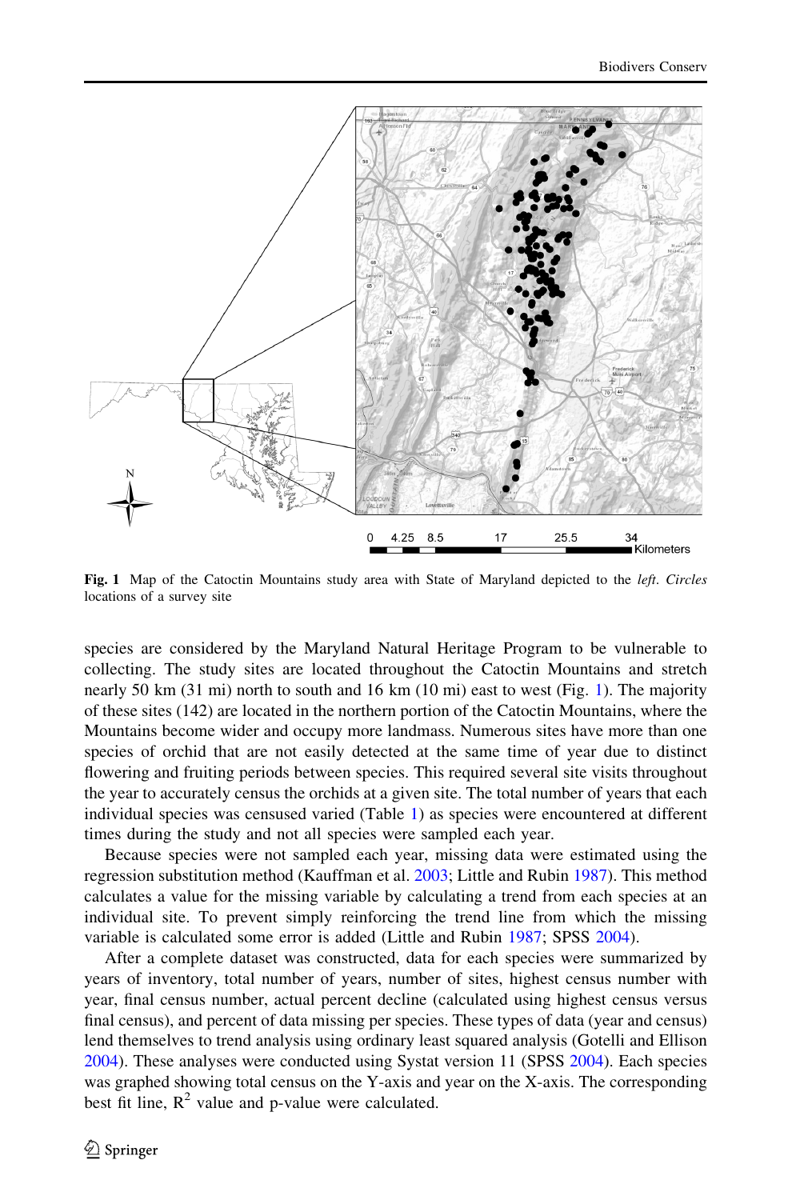**Fig. 1** Map of the Catoctin Mountains study area with State of Maryland depicted to the *left*. *Circles* locations of a survey site

species are considered by the Maryland Natural Heritage Program to be vulnerable to collecting. The study sites are located throughout the Catoctin Mountains and stretch nearly 50 km (31 mi) north to south and 16 km (10 mi) east to west (Fig. 1). The majority of these sites (142) are located in the northern portion of the Catoctin Mountains, where the Mountains become wider and occupy more landmass. Numerous sites have more than one species of orchid that are not easily detected at the same time of year due to distinct flowering and fruiting periods between species. This required several site visits throughout the year to accurately census the orchids at a given site. The total number of years that each individual species was censused varied (Table 1) as species were encountered at different times during the study and not all species were sampled each year.

Because species were not sampled each year, missing data were estimated using the regression substitution method (Kauffman et al. 2003; Little and Rubin 1987). This method calculates a value for the missing variable by calculating a trend from each species at an individual site. To prevent simply reinforcing the trend line from which the missing variable is calculated some error is added (Little and Rubin 1987; SPSS 2004).

After a complete dataset was constructed, data for each species were summarized by years of inventory, total number of years, number of sites, highest census number with year, final census number, actual percent decline (calculated using highest census versus final census), and percent of data missing per species. These types of data (year and census) lend themselves to trend analysis using ordinary least squared analysis (Gotelli and Ellison 2004). These analyses were conducted using Systat version 11 (SPSS 2004). Each species was graphed showing total census on the Y-axis and year on the X-axis. The corresponding best fit line, $R^2$ value and p-value were calculated.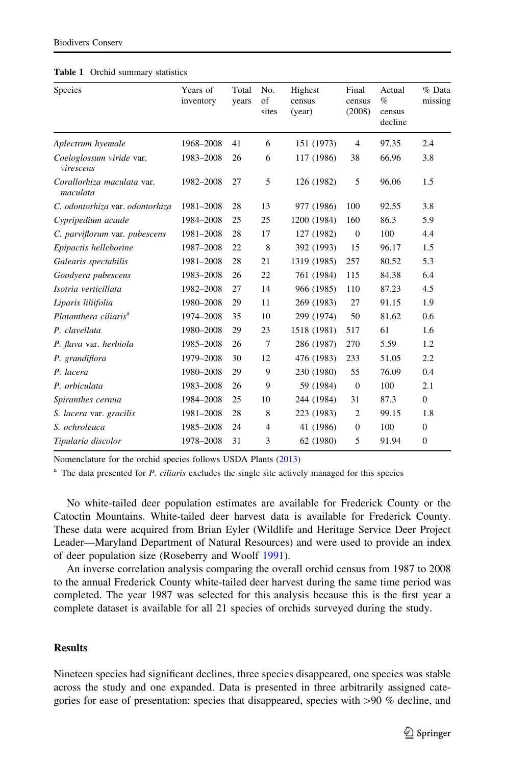**Table 1** Orchid summary statistics

| Species | Years of inventory | Total years | No. of sites | Highest census (year) | Final census (2008) | Actual % census decline | % Data missing |
|---|---|---|---|---|---|---|---|
| *Aplectrum hyemale* | 1968–2008 | 41 | 6 | 151 (1973) | 4 | 97.35 | 2.4 |
| *Coeloglossum viride* var. *virescens* | 1983–2008 | 26 | 6 | 117 (1986) | 38 | 66.96 | 3.8 |
| *Corallorhiza maculata* var. *maculata* | 1982–2008 | 27 | 5 | 126 (1982) | 5 | 96.06 | 1.5 |
| *C. odontorhiza* var. *odontorhiza* | 1981–2008 | 28 | 13 | 977 (1986) | 100 | 92.55 | 3.8 |
| *Cypripedium acaule* | 1984–2008 | 25 | 25 | 1200 (1984) | 160 | 86.3 | 5.9 |
| *C. parviflorum* var. *pubescens* | 1981–2008 | 28 | 17 | 127 (1982) | 0 | 100 | 4.4 |
| *Epipactis helleborine* | 1987–2008 | 22 | 8 | 392 (1993) | 15 | 96.17 | 1.5 |
| *Galearis spectabilis* | 1981–2008 | 28 | 21 | 1319 (1985) | 257 | 80.52 | 5.3 |
| *Goodyera pubescens* | 1983–2008 | 26 | 22 | 761 (1984) | 115 | 84.38 | 6.4 |
| *Isotria verticillata* | 1982–2008 | 27 | 14 | 966 (1985) | 110 | 87.23 | 4.5 |
| *Liparis liliifolia* | 1980–2008 | 29 | 11 | 269 (1983) | 27 | 91.15 | 1.9 |
| *Platanthera ciliaris*[a] | 1974–2008 | 35 | 10 | 299 (1974) | 50 | 81.62 | 0.6 |
| *P. clavellata* | 1980–2008 | 29 | 23 | 1518 (1981) | 517 | 61 | 1.6 |
| *P. flava* var. *herbiola* | 1985–2008 | 26 | 7 | 286 (1987) | 270 | 5.59 | 1.2 |
| *P. grandiflora* | 1979–2008 | 30 | 12 | 476 (1983) | 233 | 51.05 | 2.2 |
| *P. lacera* | 1980–2008 | 29 | 9 | 230 (1980) | 55 | 76.09 | 0.4 |
| *P. orbiculata* | 1983–2008 | 26 | 9 | 59 (1984) | 0 | 100 | 2.1 |
| *Spiranthes cernua* | 1984–2008 | 25 | 10 | 244 (1984) | 31 | 87.3 | 0 |
| *S. lacera* var. *gracilis* | 1981–2008 | 28 | 8 | 223 (1983) | 2 | 99.15 | 1.8 |
| *S. ochroleuca* | 1985–2008 | 24 | 4 | 41 (1986) | 0 | 100 | 0 |
| *Tipularia discolor* | 1978–2008 | 31 | 3 | 62 (1980) | 5 | 91.94 | 0 |

Nomenclature for the orchid species follows USDA Plants (2013)

[a] The data presented for *P. ciliaris* excludes the single site actively managed for this species

No white-tailed deer population estimates are available for Frederick County or the Catoctin Mountains. White-tailed deer harvest data is available for Frederick County. These data were acquired from Brian Eyler (Wildlife and Heritage Service Deer Project Leader—Maryland Department of Natural Resources) and were used to provide an index of deer population size (Roseberry and Woolf 1991).

An inverse correlation analysis comparing the overall orchid census from 1987 to 2008 to the annual Frederick County white-tailed deer harvest during the same time period was completed. The year 1987 was selected for this analysis because this is the first year a complete dataset is available for all 21 species of orchids surveyed during the study.

## Results

Nineteen species had significant declines, three species disappeared, one species was stable across the study and one expanded. Data is presented in three arbitrarily assigned categories for ease of presentation: species that disappeared, species with >90 % decline, and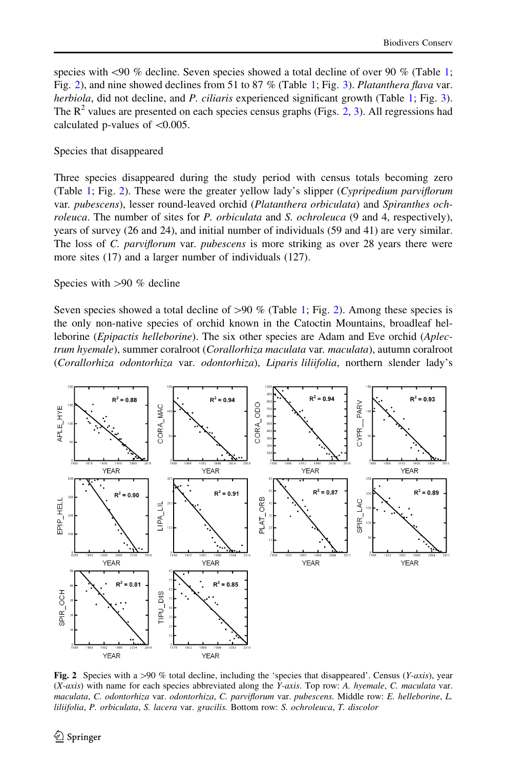species with <90 % decline. Seven species showed a total decline of over 90 % (Table 1; Fig. 2), and nine showed declines from 51 to 87 % (Table 1; Fig. 3). *Platanthera flava* var. *herbiola*, did not decline, and *P. ciliaris* experienced significant growth (Table 1; Fig. 3). The $R^2$ values are presented on each species census graphs (Figs. 2, 3). All regressions had calculated p-values of <0.005.

Species that disappeared

Three species disappeared during the study period with census totals becoming zero (Table 1; Fig. 2). These were the greater yellow lady's slipper (*Cypripedium parviflorum* var. *pubescens*), lesser round-leaved orchid (*Platanthera orbiculata*) and *Spiranthes ochroleuca*. The number of sites for *P. orbiculata* and *S. ochroleuca* (9 and 4, respectively), years of survey (26 and 24), and initial number of individuals (59 and 41) are very similar. The loss of *C. parviflorum* var. *pubescens* is more striking as over 28 years there were more sites (17) and a larger number of individuals (127).

Species with >90 % decline

Seven species showed a total decline of >90 % (Table 1; Fig. 2). Among these species is the only non-native species of orchid known in the Catoctin Mountains, broadleaf helleborine (*Epipactis helleborine*). The six other species are Adam and Eve orchid (*Aplectrum hyemale*), summer coralroot (*Corallorhiza maculata* var. *maculata*), autumn coralroot (*Corallorhiza odontorhiza* var. *odontorhiza*), *Liparis liliifolia*, northern slender lady's

**Fig. 2** Species with a >90 % total decline, including the 'species that disappeared'. Census (*Y-axis*), year (*X-axis*) with name for each species abbreviated along the *Y-axis*. Top row: *A. hyemale*, *C. maculata* var. *maculata*, *C. odontorhiza* var. *odontorhiza*, *C. parviflorum* var. *pubescens*. Middle row: *E. helleborine*, *L. liliifolia*, *P. orbiculata*, *S. lacera* var. *gracilis*. Bottom row: *S. ochroleuca*, *T. discolor*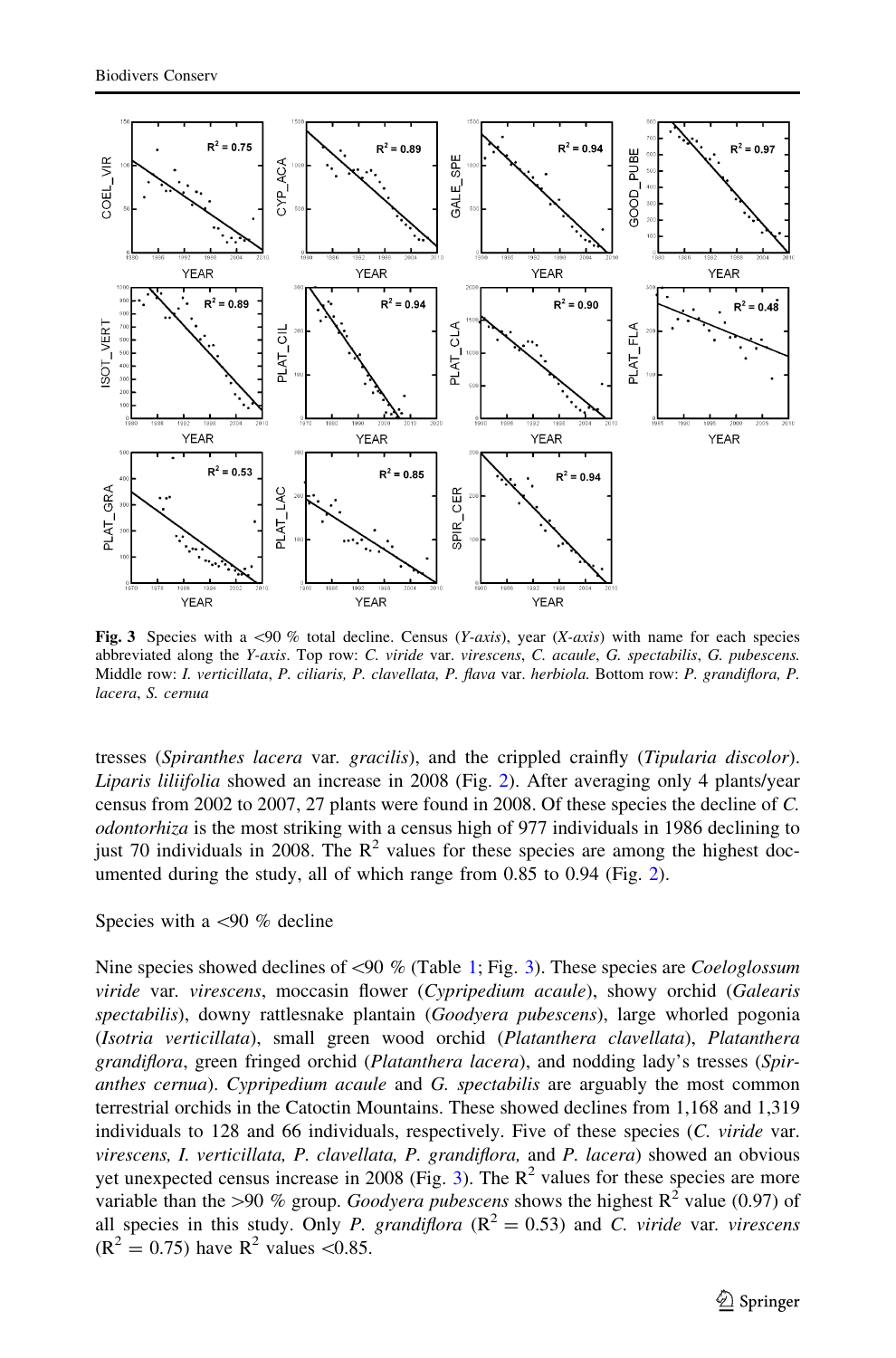Fig. 3 Species with a <90 % total decline. Census (*Y-axis*), year (*X-axis*) with name for each species abbreviated along the *Y-axis*. Top row: *C. viride* var. *virescens*, *C. acaule*, *G. spectabilis*, *G. pubescens.* Middle row: *I. verticillata*, *P. ciliaris, P. clavellata, P. flava* var. *herbiola.* Bottom row: *P. grandiflora, P. lacera*, *S. cernua*

tresses (*Spiranthes lacera* var. *gracilis*), and the crippled cranefly (*Tipularia discolor*). *Liparis liliifolia* showed an increase in 2008 (Fig. 2). After averaging only 4 plants/year census from 2002 to 2007, 27 plants were found in 2008. Of these species the decline of *C. odontorhiza* is the most striking with a census high of 977 individuals in 1986 declining to just 70 individuals in 2008. The $R^2$ values for these species are among the highest documented during the study, all of which range from 0.85 to 0.94 (Fig. 2).

Species with a <90 % decline

Nine species showed declines of <90 % (Table 1; Fig. 3). These species are *Coeloglossum viride* var. *virescens*, moccasin flower (*Cypripedium acaule*), showy orchid (*Galearis spectabilis*), downy rattlesnake plantain (*Goodyera pubescens*), large whorled pogonia (*Isotria verticillata*), small green wood orchid (*Platanthera clavellata*), *Platanthera grandiflora*, green fringed orchid (*Platanthera lacera*), and nodding lady's tresses (*Spiranthes cernua*). *Cypripedium acaule* and *G. spectabilis* are arguably the most common terrestrial orchids in the Catoctin Mountains. These showed declines from 1,168 and 1,319 individuals to 128 and 66 individuals, respectively. Five of these species (*C. viride* var. *virescens, I. verticillata, P. clavellata, P. grandiflora,* and *P. lacera*) showed an obvious yet unexpected census increase in 2008 (Fig. 3). The $R^2$ values for these species are more variable than the >90 % group. *Goodyera pubescens* shows the highest $R^2$ value (0.97) of all species in this study. Only *P. grandiflora* ($R^2 = 0.53$) and *C. viride* var. *virescens* ($R^2 = 0.75$) have $R^2$ values <0.85.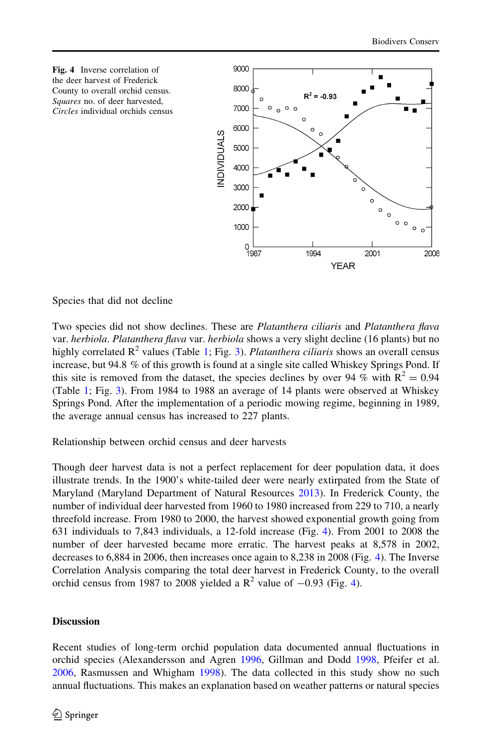**Fig. 4** Inverse correlation of the deer harvest of Frederick County to overall orchid census. *Squares* no. of deer harvested, *Circles* individual orchids census

Species that did not decline

Two species did not show declines. These are *Platanthera ciliaris* and *Platanthera flava* var. *herbiola*. *Platanthera flava* var. *herbiola* shows a very slight decline (16 plants) but no highly correlated $R^2$ values (Table 1; Fig. 3). *Platanthera ciliaris* shows an overall census increase, but 94.8 % of this growth is found at a single site called Whiskey Springs Pond. If this site is removed from the dataset, the species declines by over 94 % with $R^2 = 0.94$ (Table 1; Fig. 3). From 1984 to 1988 an average of 14 plants were observed at Whiskey Springs Pond. After the implementation of a periodic mowing regime, beginning in 1989, the average annual census has increased to 227 plants.

Relationship between orchid census and deer harvests

Though deer harvest data is not a perfect replacement for deer population data, it does illustrate trends. In the 1900's white-tailed deer were nearly extirpated from the State of Maryland (Maryland Department of Natural Resources 2013). In Frederick County, the number of individual deer harvested from 1960 to 1980 increased from 229 to 710, a nearly threefold increase. From 1980 to 2000, the harvest showed exponential growth going from 631 individuals to 7,843 individuals, a 12-fold increase (Fig. 4). From 2001 to 2008 the number of deer harvested became more erratic. The harvest peaks at 8,578 in 2002, decreases to 6,884 in 2006, then increases once again to 8,238 in 2008 (Fig. 4). The Inverse Correlation Analysis comparing the total deer harvest in Frederick County, to the overall orchid census from 1987 to 2008 yielded a $R^2$ value of $-0.93$ (Fig. 4).

## Discussion

Recent studies of long-term orchid population data documented annual fluctuations in orchid species (Alexandersson and Agren 1996, Gillman and Dodd 1998, Pfeifer et al. 2006, Rasmussen and Whigham 1998). The data collected in this study show no such annual fluctuations. This makes an explanation based on weather patterns or natural species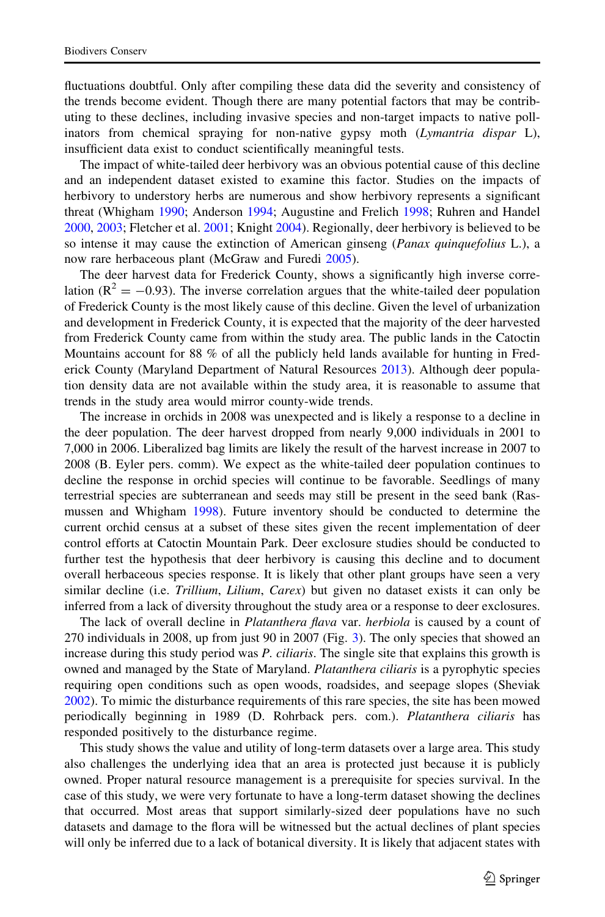fluctuations doubtful. Only after compiling these data did the severity and consistency of the trends become evident. Though there are many potential factors that may be contributing to these declines, including invasive species and non-target impacts to native pollinators from chemical spraying for non-native gypsy moth (*Lymantria dispar* L), insufficient data exist to conduct scientifically meaningful tests.

The impact of white-tailed deer herbivory was an obvious potential cause of this decline and an independent dataset existed to examine this factor. Studies on the impacts of herbivory to understory herbs are numerous and show herbivory represents a significant threat (Whigham 1990; Anderson 1994; Augustine and Frelich 1998; Ruhren and Handel 2000, 2003; Fletcher et al. 2001; Knight 2004). Regionally, deer herbivory is believed to be so intense it may cause the extinction of American ginseng (*Panax quinquefolius* L.), a now rare herbaceous plant (McGraw and Furedi 2005).

The deer harvest data for Frederick County, shows a significantly high inverse correlation ($R^2 = -0.93$). The inverse correlation argues that the white-tailed deer population of Frederick County is the most likely cause of this decline. Given the level of urbanization and development in Frederick County, it is expected that the majority of the deer harvested from Frederick County came from within the study area. The public lands in the Catoctin Mountains account for 88 % of all the publicly held lands available for hunting in Frederick County (Maryland Department of Natural Resources 2013). Although deer population density data are not available within the study area, it is reasonable to assume that trends in the study area would mirror county-wide trends.

The increase in orchids in 2008 was unexpected and is likely a response to a decline in the deer population. The deer harvest dropped from nearly 9,000 individuals in 2001 to 7,000 in 2006. Liberalized bag limits are likely the result of the harvest increase in 2007 to 2008 (B. Eyler pers. comm). We expect as the white-tailed deer population continues to decline the response in orchid species will continue to be favorable. Seedlings of many terrestrial species are subterranean and seeds may still be present in the seed bank (Rasmussen and Whigham 1998). Future inventory should be conducted to determine the current orchid census at a subset of these sites given the recent implementation of deer control efforts at Catoctin Mountain Park. Deer exclosure studies should be conducted to further test the hypothesis that deer herbivory is causing this decline and to document overall herbaceous species response. It is likely that other plant groups have seen a very similar decline (i.e. *Trillium*, *Lilium*, *Carex*) but given no dataset exists it can only be inferred from a lack of diversity throughout the study area or a response to deer exclosures.

The lack of overall decline in *Platanthera flava* var. *herbiola* is caused by a count of 270 individuals in 2008, up from just 90 in 2007 (Fig. 3). The only species that showed an increase during this study period was *P. ciliaris*. The single site that explains this growth is owned and managed by the State of Maryland. *Platanthera ciliaris* is a pyrophytic species requiring open conditions such as open woods, roadsides, and seepage slopes (Sheviak 2002). To mimic the disturbance requirements of this rare species, the site has been mowed periodically beginning in 1989 (D. Rohrback pers. com.). *Platanthera ciliaris* has responded positively to the disturbance regime.

This study shows the value and utility of long-term datasets over a large area. This study also challenges the underlying idea that an area is protected just because it is publicly owned. Proper natural resource management is a prerequisite for species survival. In the case of this study, we were very fortunate to have a long-term dataset showing the declines that occurred. Most areas that support similarly-sized deer populations have no such datasets and damage to the flora will be witnessed but the actual declines of plant species will only be inferred due to a lack of botanical diversity. It is likely that adjacent states with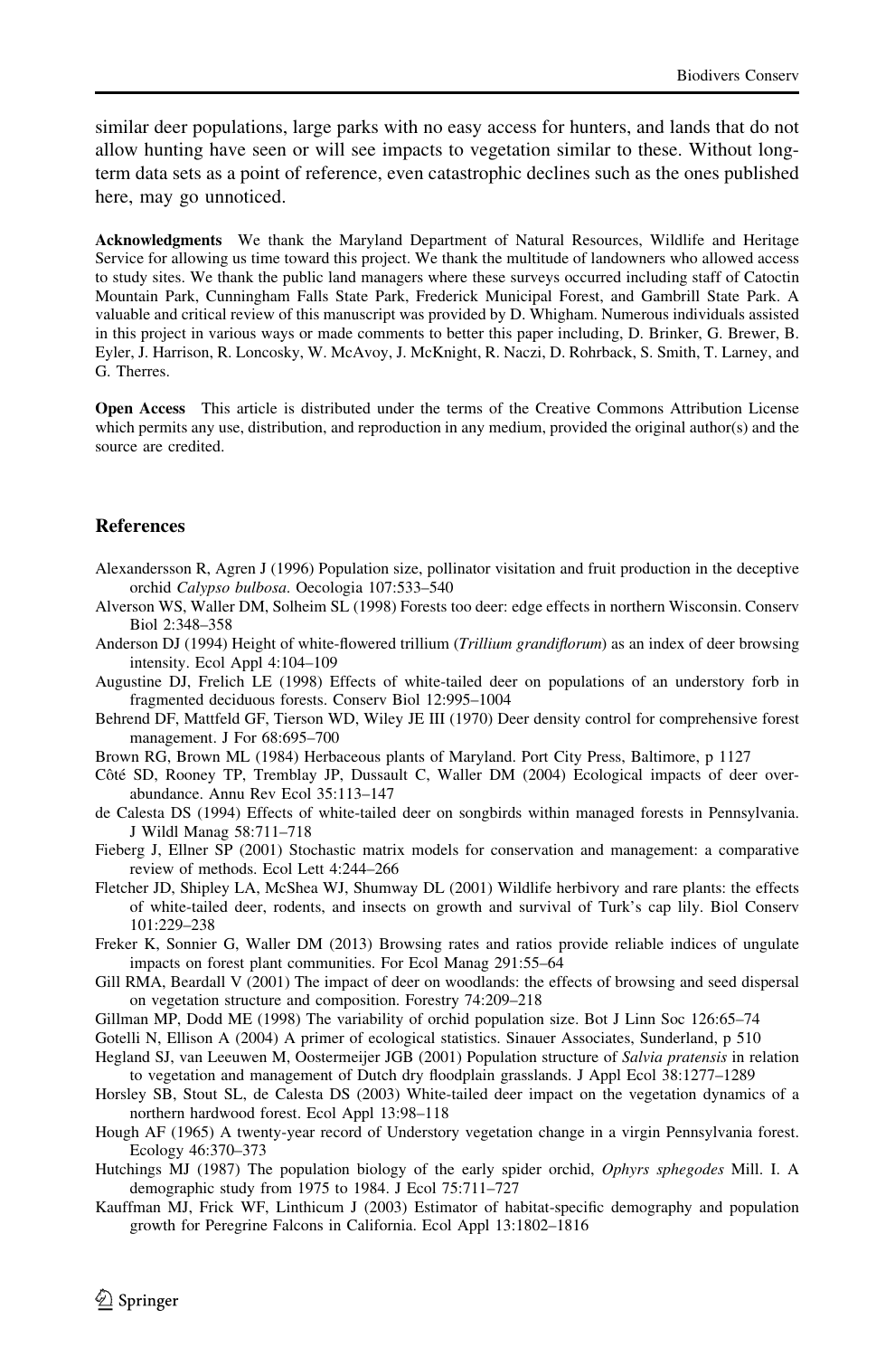similar deer populations, large parks with no easy access for hunters, and lands that do not allow hunting have seen or will see impacts to vegetation similar to these. Without long-term data sets as a point of reference, even catastrophic declines such as the ones published here, may go unnoticed.

**Acknowledgments** We thank the Maryland Department of Natural Resources, Wildlife and Heritage Service for allowing us time toward this project. We thank the multitude of landowners who allowed access to study sites. We thank the public land managers where these surveys occurred including staff of Catoctin Mountain Park, Cunningham Falls State Park, Frederick Municipal Forest, and Gambrill State Park. A valuable and critical review of this manuscript was provided by D. Whigham. Numerous individuals assisted in this project in various ways or made comments to better this paper including, D. Brinker, G. Brewer, B. Eyler, J. Harrison, R. Loncosky, W. McAvoy, J. McKnight, R. Naczi, D. Rohrback, S. Smith, T. Larney, and G. Therres.

**Open Access** This article is distributed under the terms of the Creative Commons Attribution License which permits any use, distribution, and reproduction in any medium, provided the original author(s) and the source are credited.

## References

Alexandersson R, Agren J (1996) Population size, pollinator visitation and fruit production in the deceptive orchid *Calypso bulbosa*. Oecologia 107:533–540

Alverson WS, Waller DM, Solheim SL (1998) Forests too deer: edge effects in northern Wisconsin. Conserv Biol 2:348–358

Anderson DJ (1994) Height of white-flowered trillium (*Trillium grandiflorum*) as an index of deer browsing intensity. Ecol Appl 4:104–109

Augustine DJ, Frelich LE (1998) Effects of white-tailed deer on populations of an understory forb in fragmented deciduous forests. Conserv Biol 12:995–1004

Behrend DF, Mattfeld GF, Tierson WD, Wiley JE III (1970) Deer density control for comprehensive forest management. J For 68:695–700

Brown RG, Brown ML (1984) Herbaceous plants of Maryland. Port City Press, Baltimore, p 1127

Côté SD, Rooney TP, Tremblay JP, Dussault C, Waller DM (2004) Ecological impacts of deer overabundance. Annu Rev Ecol 35:113–147

de Calesta DS (1994) Effects of white-tailed deer on songbirds within managed forests in Pennsylvania. J Wildl Manag 58:711–718

Fieberg J, Ellner SP (2001) Stochastic matrix models for conservation and management: a comparative review of methods. Ecol Lett 4:244–266

Fletcher JD, Shipley LA, McShea WJ, Shumway DL (2001) Wildlife herbivory and rare plants: the effects of white-tailed deer, rodents, and insects on growth and survival of Turk's cap lily. Biol Conserv 101:229–238

Freker K, Sonnier G, Waller DM (2013) Browsing rates and ratios provide reliable indices of ungulate impacts on forest plant communities. For Ecol Manag 291:55–64

Gill RMA, Beardall V (2001) The impact of deer on woodlands: the effects of browsing and seed dispersal on vegetation structure and composition. Forestry 74:209–218

Gillman MP, Dodd ME (1998) The variability of orchid population size. Bot J Linn Soc 126:65–74

Gotelli N, Ellison A (2004) A primer of ecological statistics. Sinauer Associates, Sunderland, p 510

Hegland SJ, van Leeuwen M, Oostermeijer JGB (2001) Population structure of *Salvia pratensis* in relation to vegetation and management of Dutch dry floodplain grasslands. J Appl Ecol 38:1277–1289

Horsley SB, Stout SL, de Calesta DS (2003) White-tailed deer impact on the vegetation dynamics of a northern hardwood forest. Ecol Appl 13:98–118

Hough AF (1965) A twenty-year record of Understory vegetation change in a virgin Pennsylvania forest. Ecology 46:370–373

Hutchings MJ (1987) The population biology of the early spider orchid, *Ophyrs sphegodes* Mill. I. A demographic study from 1975 to 1984. J Ecol 75:711–727

Kauffman MJ, Frick WF, Linthicum J (2003) Estimator of habitat-specific demography and population growth for Peregrine Falcons in California. Ecol Appl 13:1802–1816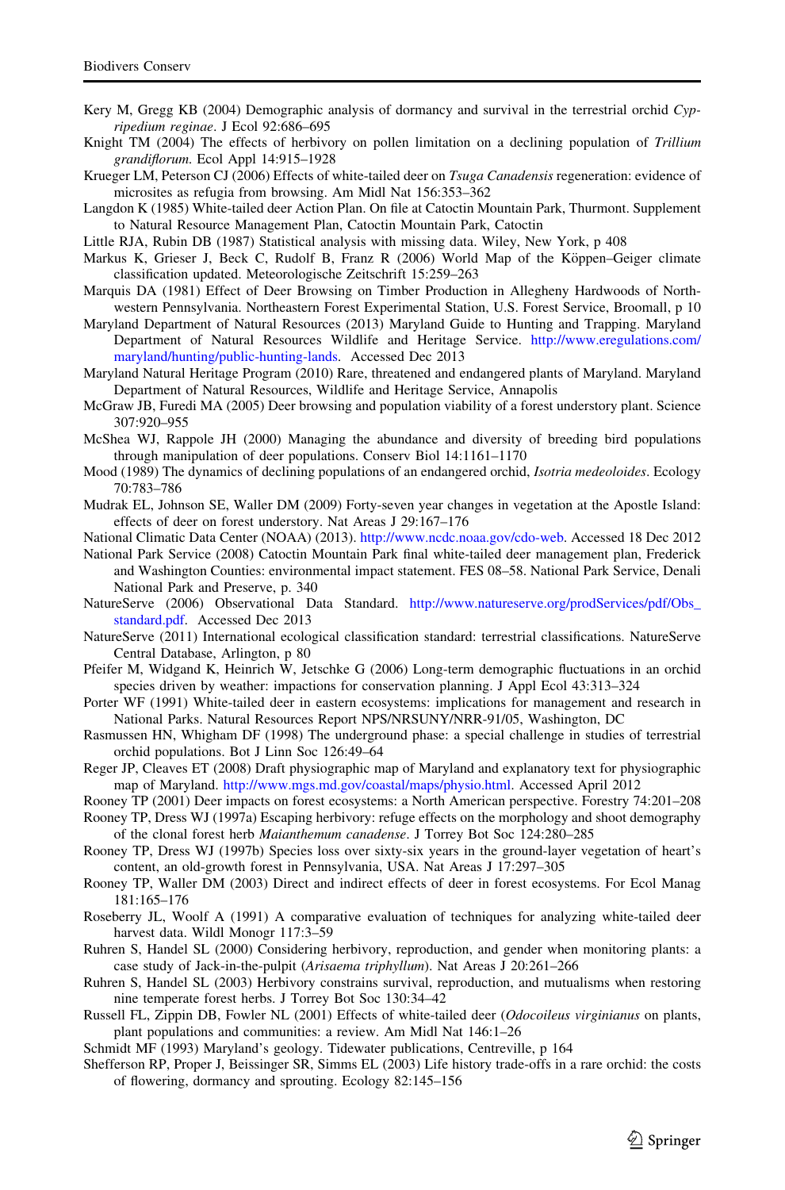Kery M, Gregg KB (2004) Demographic analysis of dormancy and survival in the terrestrial orchid *Cypripedium reginae*. J Ecol 92:686–695

Knight TM (2004) The effects of herbivory on pollen limitation on a declining population of *Trillium grandiflorum*. Ecol Appl 14:915–1928

Krueger LM, Peterson CJ (2006) Effects of white-tailed deer on *Tsuga Canadensis* regeneration: evidence of microsites as refugia from browsing. Am Midl Nat 156:353–362

Langdon K (1985) White-tailed deer Action Plan. On file at Catoctin Mountain Park, Thurmont. Supplement to Natural Resource Management Plan, Catoctin Mountain Park, Catoctin

Little RJA, Rubin DB (1987) Statistical analysis with missing data. Wiley, New York, p 408

Markus K, Grieser J, Beck C, Rudolf B, Franz R (2006) World Map of the Köppen–Geiger climate classification updated. Meteorologische Zeitschrift 15:259–263

Marquis DA (1981) Effect of Deer Browsing on Timber Production in Allegheny Hardwoods of Northwestern Pennsylvania. Northeastern Forest Experimental Station, U.S. Forest Service, Broomall, p 10

Maryland Department of Natural Resources (2013) Maryland Guide to Hunting and Trapping. Maryland Department of Natural Resources Wildlife and Heritage Service. http://www.eregulations.com/maryland/hunting/public-hunting-lands. Accessed Dec 2013

Maryland Natural Heritage Program (2010) Rare, threatened and endangered plants of Maryland. Maryland Department of Natural Resources, Wildlife and Heritage Service, Annapolis

McGraw JB, Furedi MA (2005) Deer browsing and population viability of a forest understory plant. Science 307:920–955

McShea WJ, Rappole JH (2000) Managing the abundance and diversity of breeding bird populations through manipulation of deer populations. Conserv Biol 14:1161–1170

Mood (1989) The dynamics of declining populations of an endangered orchid, *Isotria medeoloides*. Ecology 70:783–786

Mudrak EL, Johnson SE, Waller DM (2009) Forty-seven year changes in vegetation at the Apostle Island: effects of deer on forest understory. Nat Areas J 29:167–176

National Climatic Data Center (NOAA) (2013). http://www.ncdc.noaa.gov/cdo-web. Accessed 18 Dec 2012

National Park Service (2008) Catoctin Mountain Park final white-tailed deer management plan, Frederick and Washington Counties: environmental impact statement. FES 08–58. National Park Service, Denali National Park and Preserve, p. 340

NatureServe (2006) Observational Data Standard. http://www.natureserve.org/prodServices/pdf/Obs_standard.pdf. Accessed Dec 2013

NatureServe (2011) International ecological classification standard: terrestrial classifications. NatureServe Central Database, Arlington, p 80

Pfeifer M, Widgand K, Heinrich W, Jetschke G (2006) Long-term demographic fluctuations in an orchid species driven by weather: impactions for conservation planning. J Appl Ecol 43:313–324

Porter WF (1991) White-tailed deer in eastern ecosystems: implications for management and research in National Parks. Natural Resources Report NPS/NRSUNY/NRR-91/05, Washington, DC

Rasmussen HN, Whigham DF (1998) The underground phase: a special challenge in studies of terrestrial orchid populations. Bot J Linn Soc 126:49–64

Reger JP, Cleaves ET (2008) Draft physiographic map of Maryland and explanatory text for physiographic map of Maryland. http://www.mgs.md.gov/coastal/maps/physio.html. Accessed April 2012

Rooney TP (2001) Deer impacts on forest ecosystems: a North American perspective. Forestry 74:201–208

Rooney TP, Dress WJ (1997a) Escaping herbivory: refuge effects on the morphology and shoot demography of the clonal forest herb *Maianthemum canadense*. J Torrey Bot Soc 124:280–285

Rooney TP, Dress WJ (1997b) Species loss over sixty-six years in the ground-layer vegetation of heart's content, an old-growth forest in Pennsylvania, USA. Nat Areas J 17:297–305

Rooney TP, Waller DM (2003) Direct and indirect effects of deer in forest ecosystems. For Ecol Manag 181:165–176

Roseberry JL, Woolf A (1991) A comparative evaluation of techniques for analyzing white-tailed deer harvest data. Wildl Monogr 117:3–59

Ruhren S, Handel SL (2000) Considering herbivory, reproduction, and gender when monitoring plants: a case study of Jack-in-the-pulpit (*Arisaema triphyllum*). Nat Areas J 20:261–266

Ruhren S, Handel SL (2003) Herbivory constrains survival, reproduction, and mutualisms when restoring nine temperate forest herbs. J Torrey Bot Soc 130:34–42

Russell FL, Zippin DB, Fowler NL (2001) Effects of white-tailed deer (*Odocoileus virginianus* on plants, plant populations and communities: a review. Am Midl Nat 146:1–26

Schmidt MF (1993) Maryland's geology. Tidewater publications, Centreville, p 164

Shefferson RP, Proper J, Beissinger SR, Simms EL (2003) Life history trade-offs in a rare orchid: the costs of flowering, dormancy and sprouting. Ecology 82:145–156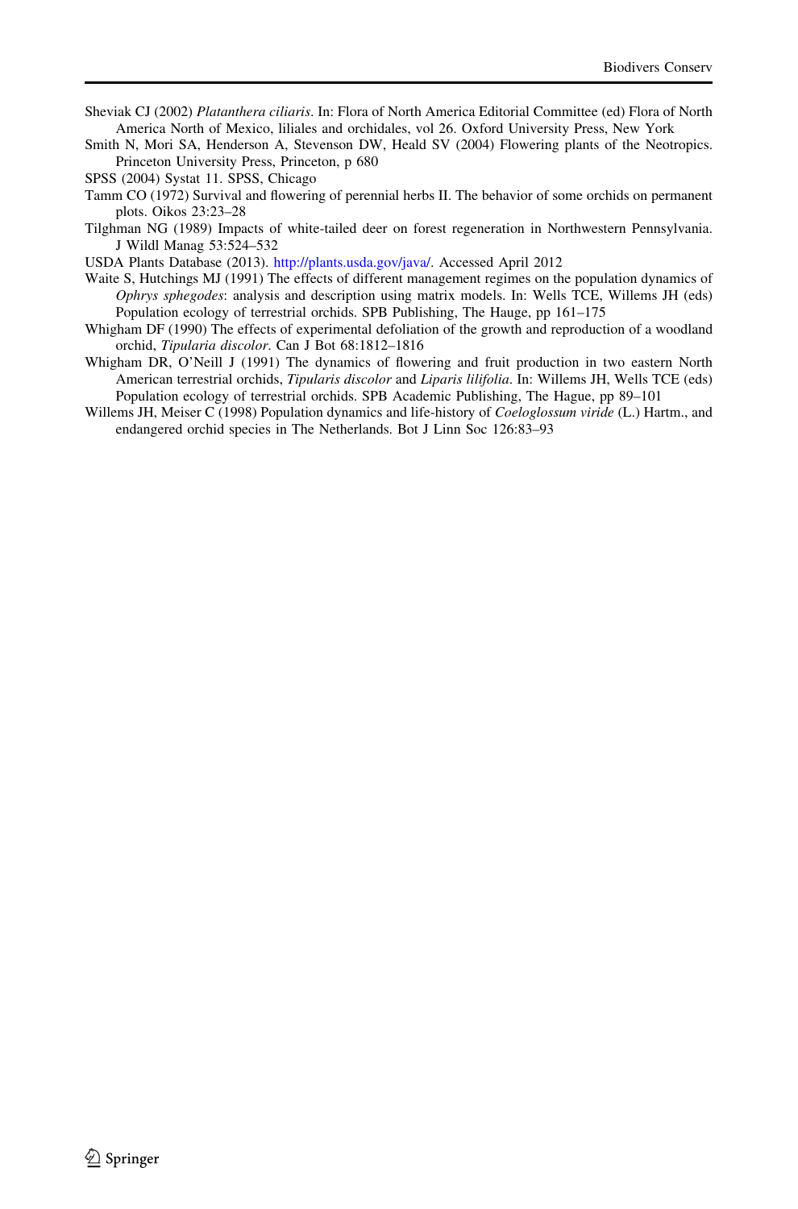Sheviak CJ (2002) *Platanthera ciliaris*. In: Flora of North America Editorial Committee (ed) Flora of North America North of Mexico, liliales and orchidales, vol 26. Oxford University Press, New York

Smith N, Mori SA, Henderson A, Stevenson DW, Heald SV (2004) Flowering plants of the Neotropics. Princeton University Press, Princeton, p 680

SPSS (2004) Systat 11. SPSS, Chicago

Tamm CO (1972) Survival and flowering of perennial herbs II. The behavior of some orchids on permanent plots. Oikos 23:23–28

Tilghman NG (1989) Impacts of white-tailed deer on forest regeneration in Northwestern Pennsylvania. J Wildl Manag 53:524–532

USDA Plants Database (2013). http://plants.usda.gov/java/. Accessed April 2012

Waite S, Hutchings MJ (1991) The effects of different management regimes on the population dynamics of *Ophrys sphegodes*: analysis and description using matrix models. In: Wells TCE, Willems JH (eds) Population ecology of terrestrial orchids. SPB Publishing, The Hauge, pp 161–175

Whigham DF (1990) The effects of experimental defoliation of the growth and reproduction of a woodland orchid, *Tipularia discolor*. Can J Bot 68:1812–1816

Whigham DR, O'Neill J (1991) The dynamics of flowering and fruit production in two eastern North American terrestrial orchids, *Tipularis discolor* and *Liparis lilifolia*. In: Willems JH, Wells TCE (eds) Population ecology of terrestrial orchids. SPB Academic Publishing, The Hague, pp 89–101

Willems JH, Meiser C (1998) Population dynamics and life-history of *Coeloglossum viride* (L.) Hartm., and endangered orchid species in The Netherlands. Bot J Linn Soc 126:83–93